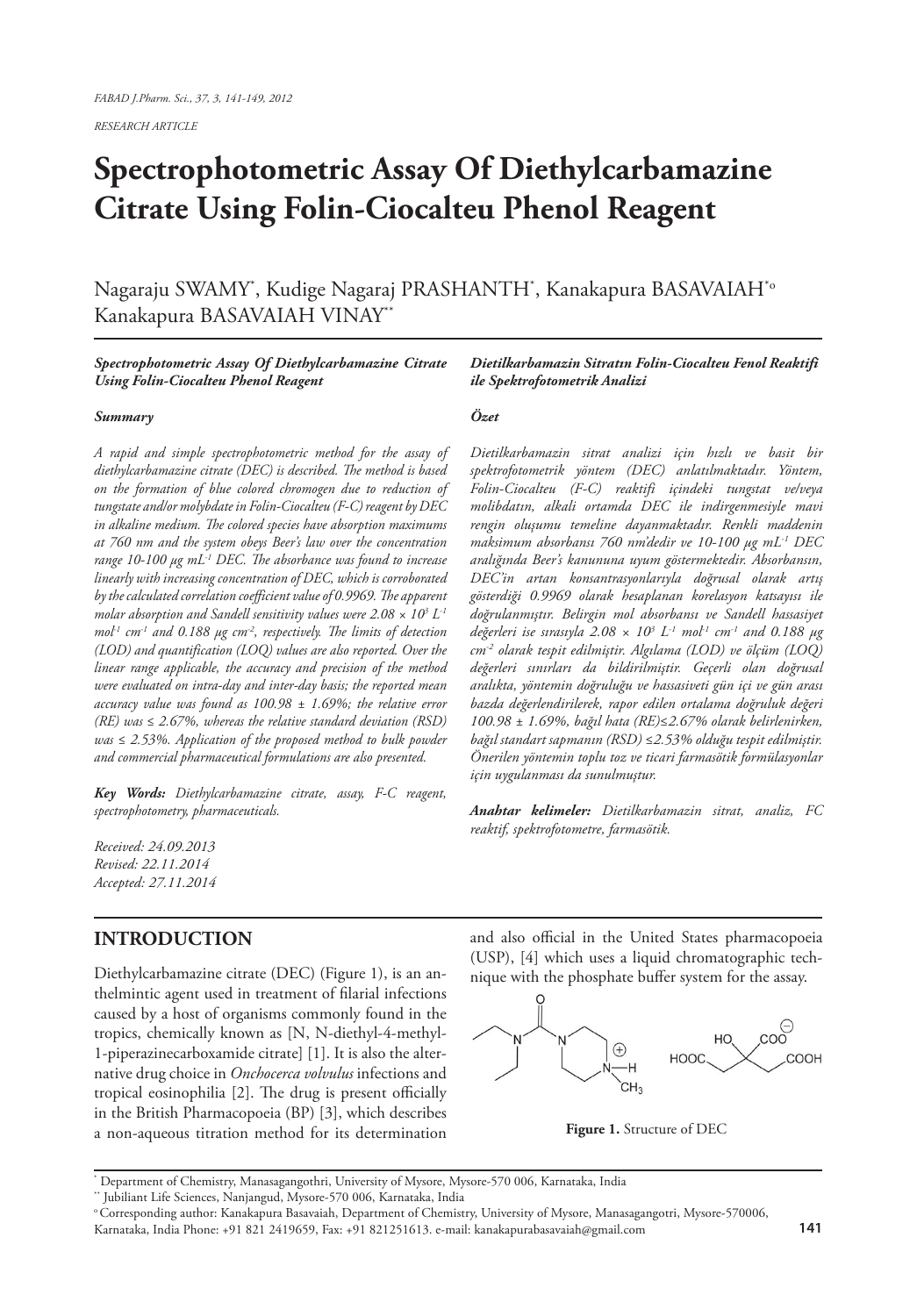*RESEARCH ARTICLE*

# Spectrophotometric Assay Of Diethylcarbamazine Citrate Using Folin-Ciocalteu Phenol Reagent

Nagaraju SWAMY[*], Kudige Nagaraj PRASHANTH[*], Kanakapura BASAVAIAH[*°] Kanakapura BASAVAIAH VINAY[**]

***Spectrophotometric Assay Of Diethylcarbamazine Citrate Using Folin-Ciocalteu Phenol Reagent***

***Summary***

*A rapid and simple spectrophotometric method for the assay of diethylcarbamazine citrate (DEC) is described. The method is based on the formation of blue colored chromogen due to reduction of tungstate and/or molybdate in Folin-Ciocalteu (F-C) reagent by DEC in alkaline medium. The colored species have absorption maximums at 760 nm and the system obeys Beer's law over the concentration range 10-100 µg mL$^{-1}$ DEC. The absorbance was found to increase linearly with increasing concentration of DEC, which is corroborated by the calculated correlation coefficient value of 0.9969. The apparent molar absorption and Sandell sensitivity values were 2.08 × 10$^{3}$ L$^{-1}$ mol$^{-1}$ cm$^{-1}$ and 0.188 µg cm$^{-2}$, respectively. The limits of detection (LOD) and quantification (LOQ) values are also reported. Over the linear range applicable, the accuracy and precision of the method were evaluated on intra-day and inter-day basis; the reported mean accuracy value was found as 100.98 ± 1.69%; the relative error (RE) was ≤ 2.67%, whereas the relative standard deviation (RSD) was ≤ 2.53%. Application of the proposed method to bulk powder and commercial pharmaceutical formulations are also presented.*

***Key Words:*** *Diethylcarbamazine citrate, assay, F-C reagent, spectrophotometry, pharmaceuticals.*

*Received: 24.09.2013*
*Revised: 22.11.2014*
*Accepted: 27.11.2014*

***Dietilkarbamazin Sitratın Folin-Ciocalteu Fenol Reaktifi ile Spektrofotometrik Analizi***

***Özet***

*Dietilkarbamazin sitrat analizi için hızlı ve basit bir spektrofotometrik yöntem (DEC) anlatılmaktadır. Yöntem, Folin-Ciocalteu (F-C) reaktifi içindeki tungstat ve/veya molibdatın, alkali ortamda DEC ile indirgenmesiyle mavi rengin oluşumu temeline dayanmaktadır. Renkli maddenin maksimum absorbansı 760 nm'dedir ve 10-100 µg mL$^{-1}$ DEC aralığında Beer's kanununa uyum göstermektedir. Absorbansın, DEC'in artan konsantrasyonlarıyla doğrusal olarak artış gösterdiği 0.9969 olarak hesaplanan korelasyon katsayısı ile doğrulanmıştır. Belirgin mol absorbansı ve Sandell hassasiyet değerleri ise sırasıyla 2.08 × 10$^{3}$ L$^{-1}$ mol$^{-1}$ cm$^{-1}$ and 0.188 µg cm$^{-2}$ olarak tespit edilmiştir. Algılama (LOD) ve ölçüm (LOQ) değerleri sınırları da bildirilmiştir. Geçerli olan doğrusal aralıkta, yöntemin doğruluğu ve hassasiveti gün içi ve gün arası bazda değerlendirilerek, rapor edilen ortalama doğruluk değeri 100.98 ± 1.69%, bağıl hata (RE)≤2.67% olarak belirlenirken, bağıl standart sapmanın (RSD) ≤2.53% olduğu tespit edilmiştir. Önerilen yöntemin toplu toz ve ticari farmasötik formülasyonlar için uygulanması da sunulmuştur.*

***Anahtar kelimeler:*** *Dietilkarbamazin sitrat, analiz, FC reaktif, spektrofotometre, farmasötik.*

## INTRODUCTION

Diethylcarbamazine citrate (DEC) (Figure 1), is an anthelmintic agent used in treatment of filarial infections caused by a host of organisms commonly found in the tropics, chemically known as [N, N-diethyl-4-methyl-1-piperazinecarboxamide citrate] [1]. It is also the alternative drug choice in *Onchocerca volvulus* infections and tropical eosinophilia [2]. The drug is present officially in the British Pharmacopoeia (BP) [3], which describes a non-aqueous titration method for its determination and also official in the United States pharmacopoeia (USP), [4] which uses a liquid chromatographic technique with the phosphate buffer system for the assay.

**Figure 1.** Structure of DEC

[*] Department of Chemistry, Manasagangothri, University of Mysore, Mysore-570 006, Karnataka, India
[**] Jubiliant Life Sciences, Nanjangud, Mysore-570 006, Karnataka, India
[°] Corresponding author: Kanakapura Basavaiah, Department of Chemistry, University of Mysore, Manasagangotri, Mysore-570006, Karnataka, India Phone: +91 821 2419659, Fax: +91 821251613. e-mail: kanakapurabasavaiah@gmail.com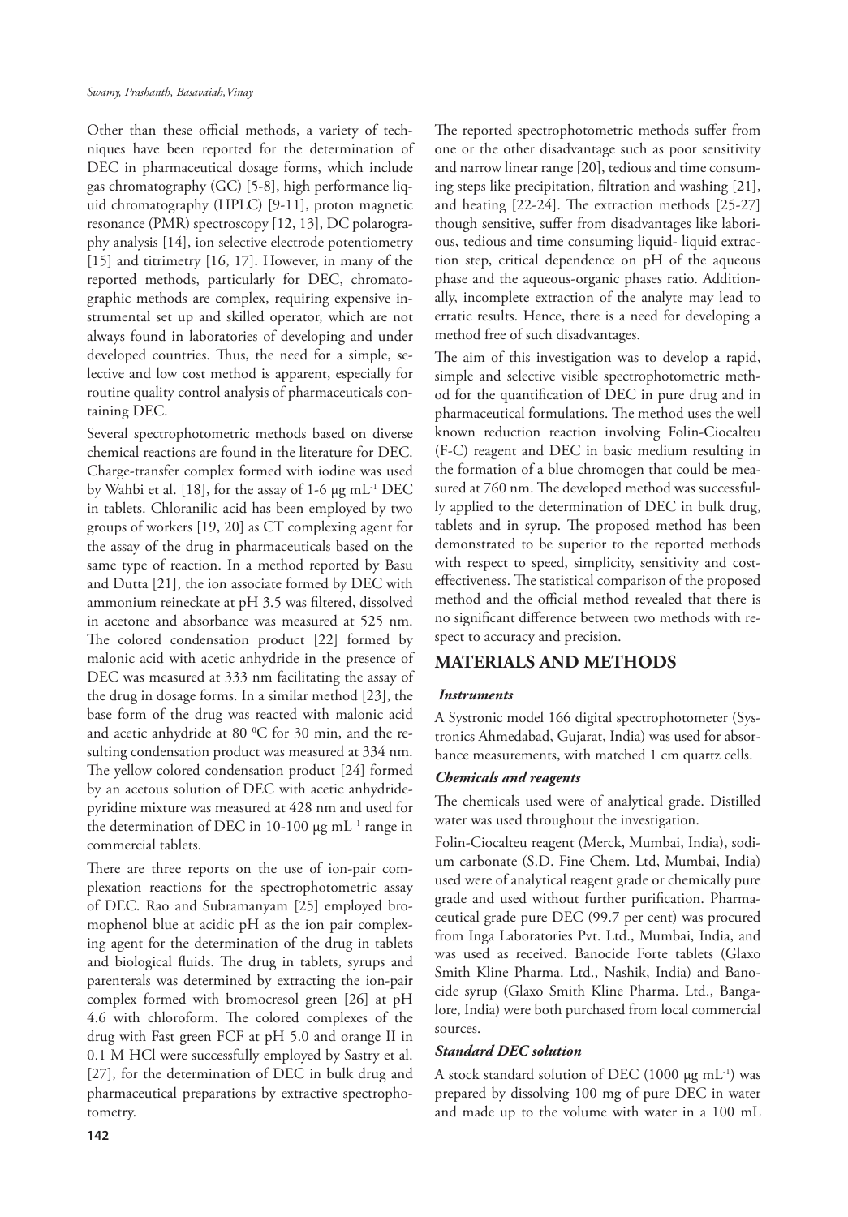Other than these official methods, a variety of techniques have been reported for the determination of DEC in pharmaceutical dosage forms, which include gas chromatography (GC) [5-8], high performance liquid chromatography (HPLC) [9-11], proton magnetic resonance (PMR) spectroscopy [12, 13], DC polarography analysis [14], ion selective electrode potentiometry [15] and titrimetry [16, 17]. However, in many of the reported methods, particularly for DEC, chromatographic methods are complex, requiring expensive instrumental set up and skilled operator, which are not always found in laboratories of developing and under developed countries. Thus, the need for a simple, selective and low cost method is apparent, especially for routine quality control analysis of pharmaceuticals containing DEC.

Several spectrophotometric methods based on diverse chemical reactions are found in the literature for DEC. Charge-transfer complex formed with iodine was used by Wahbi et al. [18], for the assay of 1-6 µg $mL^{-1}$ DEC in tablets. Chloranilic acid has been employed by two groups of workers [19, 20] as CT complexing agent for the assay of the drug in pharmaceuticals based on the same type of reaction. In a method reported by Basu and Dutta [21], the ion associate formed by DEC with ammonium reineckate at pH 3.5 was filtered, dissolved in acetone and absorbance was measured at 525 nm. The colored condensation product [22] formed by malonic acid with acetic anhydride in the presence of DEC was measured at 333 nm facilitating the assay of the drug in dosage forms. In a similar method [23], the base form of the drug was reacted with malonic acid and acetic anhydride at 80 $^0$C for 30 min, and the resulting condensation product was measured at 334 nm. The yellow colored condensation product [24] formed by an acetous solution of DEC with acetic anhydride-pyridine mixture was measured at 428 nm and used for the determination of DEC in 10-100 µg $mL^{-1}$ range in commercial tablets.

There are three reports on the use of ion-pair complexation reactions for the spectrophotometric assay of DEC. Rao and Subramanyam [25] employed bromophenol blue at acidic pH as the ion pair complexing agent for the determination of the drug in tablets and biological fluids. The drug in tablets, syrups and parenterals was determined by extracting the ion-pair complex formed with bromocresol green [26] at pH 4.6 with chloroform. The colored complexes of the drug with Fast green FCF at pH 5.0 and orange II in 0.1 M HCl were successfully employed by Sastry et al. [27], for the determination of DEC in bulk drug and pharmaceutical preparations by extractive spectrophotometry.

The reported spectrophotometric methods suffer from one or the other disadvantage such as poor sensitivity and narrow linear range [20], tedious and time consuming steps like precipitation, filtration and washing [21], and heating [22-24]. The extraction methods [25-27] though sensitive, suffer from disadvantages like laborious, tedious and time consuming liquid- liquid extraction step, critical dependence on pH of the aqueous phase and the aqueous-organic phases ratio. Additionally, incomplete extraction of the analyte may lead to erratic results. Hence, there is a need for developing a method free of such disadvantages.

The aim of this investigation was to develop a rapid, simple and selective visible spectrophotometric method for the quantification of DEC in pure drug and in pharmaceutical formulations. The method uses the well known reduction reaction involving Folin-Ciocalteu (F-C) reagent and DEC in basic medium resulting in the formation of a blue chromogen that could be measured at 760 nm. The developed method was successfully applied to the determination of DEC in bulk drug, tablets and in syrup. The proposed method has been demonstrated to be superior to the reported methods with respect to speed, simplicity, sensitivity and cost-effectiveness. The statistical comparison of the proposed method and the official method revealed that there is no significant difference between two methods with respect to accuracy and precision.

## MATERIALS AND METHODS

### *Instruments*

A Systronic model 166 digital spectrophotometer (Systronics Ahmedabad, Gujarat, India) was used for absorbance measurements, with matched 1 cm quartz cells.

### *Chemicals and reagents*

The chemicals used were of analytical grade. Distilled water was used throughout the investigation.

Folin-Ciocalteu reagent (Merck, Mumbai, India), sodium carbonate (S.D. Fine Chem. Ltd, Mumbai, India) used were of analytical reagent grade or chemically pure grade and used without further purification. Pharmaceutical grade pure DEC (99.7 per cent) was procured from Inga Laboratories Pvt. Ltd., Mumbai, India, and was used as received. Banocide Forte tablets (Glaxo Smith Kline Pharma. Ltd., Nashik, India) and Banocide syrup (Glaxo Smith Kline Pharma. Ltd., Bangalore, India) were both purchased from local commercial sources.

### *Standard DEC solution*

A stock standard solution of DEC (1000 µg $mL^{-1}$) was prepared by dissolving 100 mg of pure DEC in water and made up to the volume with water in a 100 mL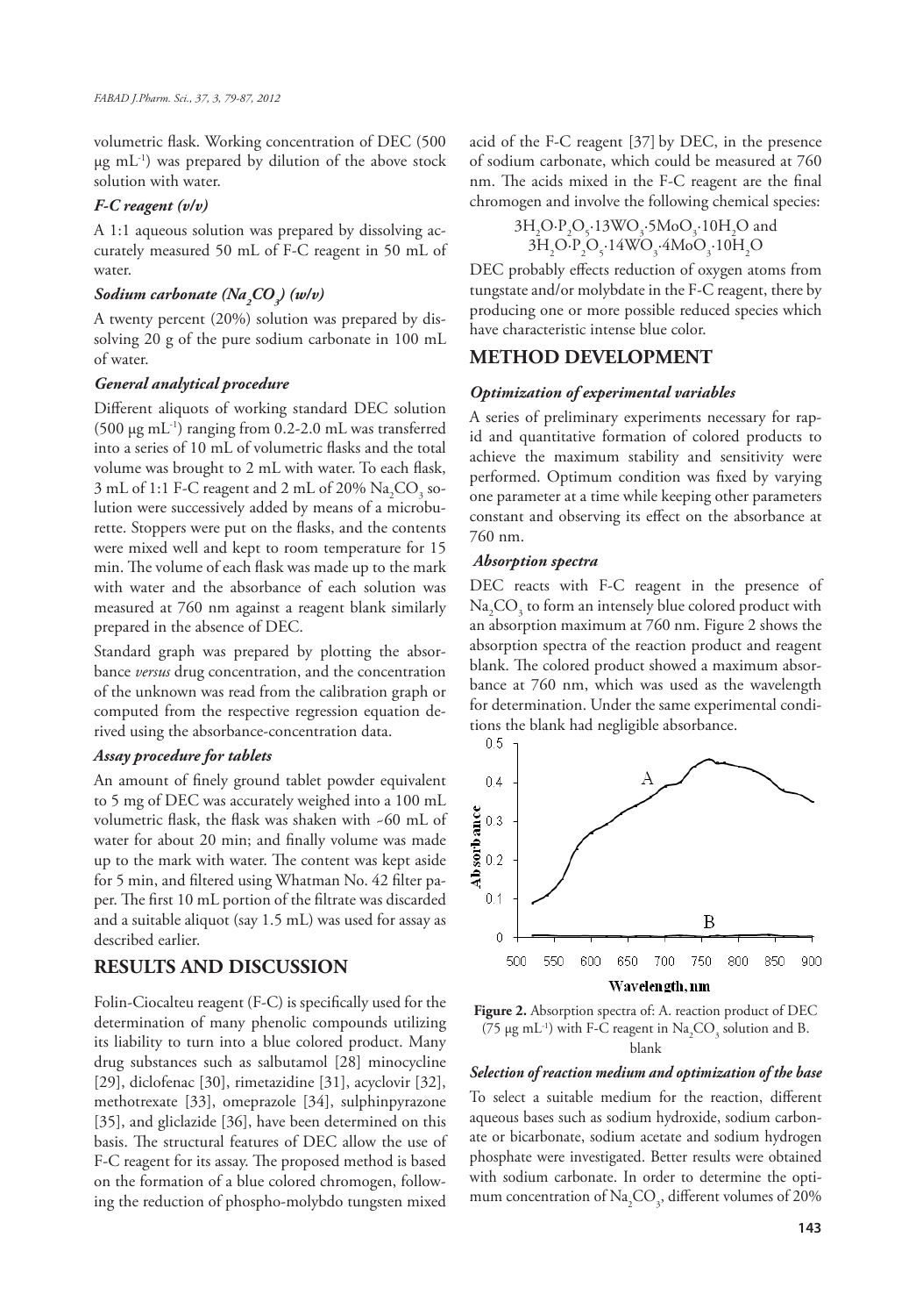volumetric flask. Working concentration of DEC (500 μg $mL^{-1}$) was prepared by dilution of the above stock solution with water.

### *F-C reagent (v/v)*

A 1:1 aqueous solution was prepared by dissolving accurately measured 50 mL of F-C reagent in 50 mL of water.

### *Sodium carbonate ($Na_2CO_3$) (w/v)*

A twenty percent (20%) solution was prepared by dissolving 20 g of the pure sodium carbonate in 100 mL of water.

### *General analytical procedure*

Different aliquots of working standard DEC solution (500 μg $mL^{-1}$) ranging from 0.2-2.0 mL was transferred into a series of 10 mL of volumetric flasks and the total volume was brought to 2 mL with water. To each flask, 3 mL of 1:1 F-C reagent and 2 mL of 20% $Na_2CO_3$ solution were successively added by means of a microburette. Stoppers were put on the flasks, and the contents were mixed well and kept to room temperature for 15 min. The volume of each flask was made up to the mark with water and the absorbance of each solution was measured at 760 nm against a reagent blank similarly prepared in the absence of DEC.

Standard graph was prepared by plotting the absorbance *versus* drug concentration, and the concentration of the unknown was read from the calibration graph or computed from the respective regression equation derived using the absorbance-concentration data.

### *Assay procedure for tablets*

An amount of finely ground tablet powder equivalent to 5 mg of DEC was accurately weighed into a 100 mL volumetric flask, the flask was shaken with ~60 mL of water for about 20 min; and finally volume was made up to the mark with water. The content was kept aside for 5 min, and filtered using Whatman No. 42 filter paper. The first 10 mL portion of the filtrate was discarded and a suitable aliquot (say 1.5 mL) was used for assay as described earlier.

## RESULTS AND DISCUSSION

Folin-Ciocalteu reagent (F-C) is specifically used for the determination of many phenolic compounds utilizing its liability to turn into a blue colored product. Many drug substances such as salbutamol [28] minocycline [29], diclofenac [30], rimetazidine [31], acyclovir [32], methotrexate [33], omeprazole [34], sulphinpyrazone [35], and gliclazide [36], have been determined on this basis. The structural features of DEC allow the use of F-C reagent for its assay. The proposed method is based on the formation of a blue colored chromogen, following the reduction of phospho-molybdo tungsten mixed acid of the F-C reagent [37] by DEC, in the presence of sodium carbonate, which could be measured at 760 nm. The acids mixed in the F-C reagent are the final chromogen and involve the following chemical species:

$$3H_2O{\cdot}P_2O_5{\cdot}13WO_3{\cdot}5MoO_3{\cdot}10H_2O \text{ and}$$
$$3H_2O{\cdot}P_2O_5{\cdot}14WO_3{\cdot}4MoO_3{\cdot}10H_2O$$

DEC probably effects reduction of oxygen atoms from tungstate and/or molybdate in the F-C reagent, there by producing one or more possible reduced species which have characteristic intense blue color.

## METHOD DEVELOPMENT

### *Optimization of experimental variables*

A series of preliminary experiments necessary for rapid and quantitative formation of colored products to achieve the maximum stability and sensitivity were performed. Optimum condition was fixed by varying one parameter at a time while keeping other parameters constant and observing its effect on the absorbance at 760 nm.

### *Absorption spectra*

DEC reacts with F-C reagent in the presence of $Na_2CO_3$ to form an intensely blue colored product with an absorption maximum at 760 nm. Figure 2 shows the absorption spectra of the reaction product and reagent blank. The colored product showed a maximum absorbance at 760 nm, which was used as the wavelength for determination. Under the same experimental conditions the blank had negligible absorbance.

**Figure 2.** Absorption spectra of: A. reaction product of DEC (75 μg $mL^{-1}$) with F-C reagent in $Na_2CO_3$ solution and B. blank

### *Selection of reaction medium and optimization of the base*

To select a suitable medium for the reaction, different aqueous bases such as sodium hydroxide, sodium carbonate or bicarbonate, sodium acetate and sodium hydrogen phosphate were investigated. Better results were obtained with sodium carbonate. In order to determine the optimum concentration of $Na_2CO_3$, different volumes of 20%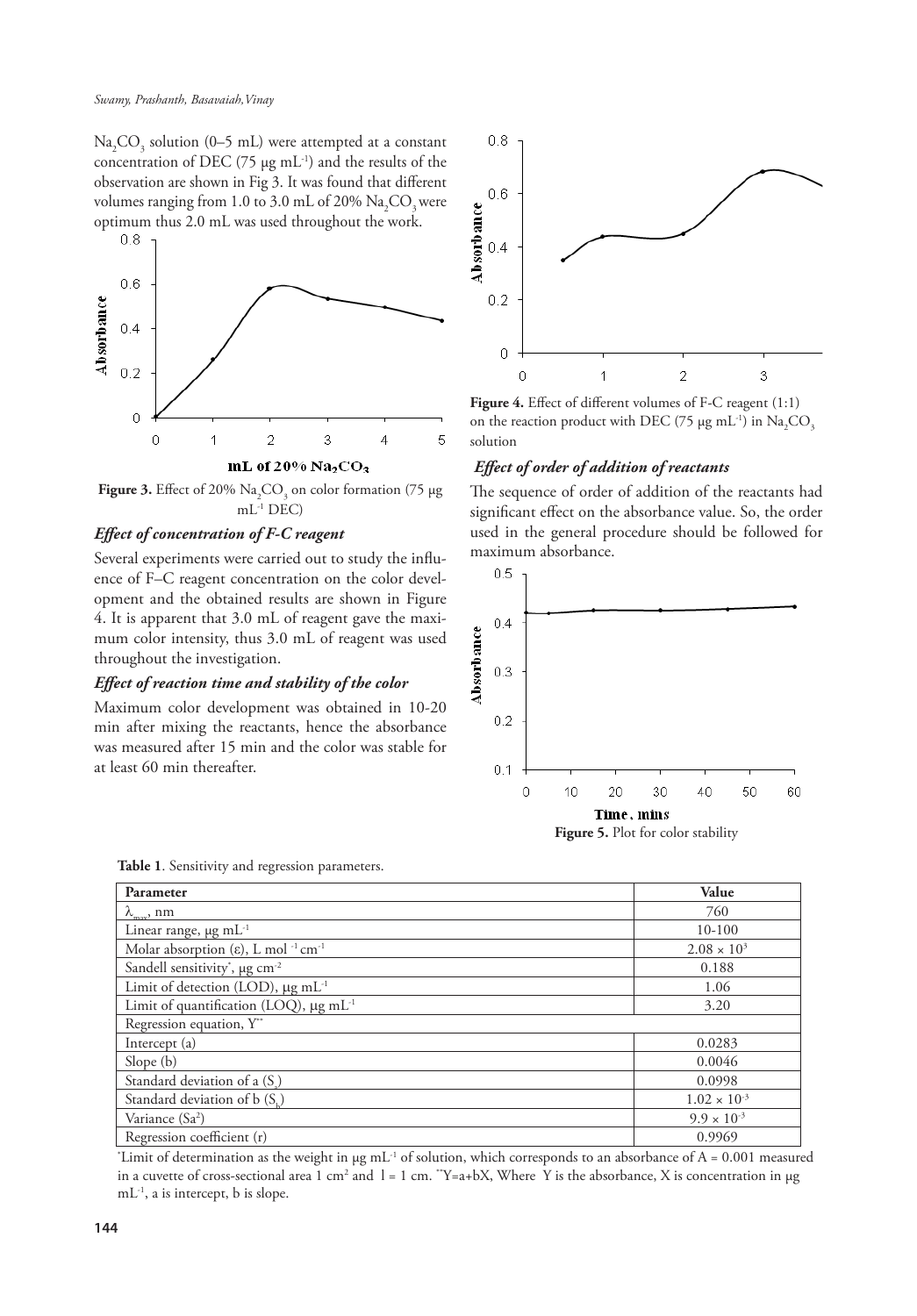$Na_2CO_3$ solution (0–5 mL) were attempted at a constant concentration of DEC (75 µg mL$^{-1}$) and the results of the observation are shown in Fig 3. It was found that different volumes ranging from 1.0 to 3.0 mL of 20% $Na_2CO_3$ were optimum thus 2.0 mL was used throughout the work.

**Figure 3.** Effect of 20% $Na_2CO_3$ on color formation (75 µg mL$^{-1}$ DEC)

### *Effect of concentration of F-C reagent*

Several experiments were carried out to study the influence of F–C reagent concentration on the color development and the obtained results are shown in Figure 4. It is apparent that 3.0 mL of reagent gave the maximum color intensity, thus 3.0 mL of reagent was used throughout the investigation.

### *Effect of reaction time and stability of the color*

Maximum color development was obtained in 10-20 min after mixing the reactants, hence the absorbance was measured after 15 min and the color was stable for at least 60 min thereafter.

**Figure 4.** Effect of different volumes of F-C reagent (1:1) on the reaction product with DEC (75 µg mL$^{-1}$) in $Na_2CO_3$ solution

### *Effect of order of addition of reactants*

The sequence of order of addition of the reactants had significant effect on the absorbance value. So, the order used in the general procedure should be followed for maximum absorbance.

**Figure 5.** Plot for color stability

**Table 1**. Sensitivity and regression parameters.

| Parameter | Value |
|---|---|
| $\lambda_{max}$, nm | 760 |
| Linear range, µg mL$^{-1}$ | 10-100 |
| Molar absorption (ε), L mol$^{-1}$ cm$^{-1}$ | $2.08 \times 10^3$ |
| Sandell sensitivity*, µg cm$^{-2}$ | 0.188 |
| Limit of detection (LOD), µg mL$^{-1}$ | 1.06 |
| Limit of quantification (LOQ), µg mL$^{-1}$ | 3.20 |
| Regression equation, Y** | |
| Intercept (a) | 0.0283 |
| Slope (b) | 0.0046 |
| Standard deviation of a ($S_a$) | 0.0998 |
| Standard deviation of b ($S_b$) | $1.02 \times 10^{-3}$ |
| Variance ($Sa^2$) | $9.9 \times 10^{-3}$ |
| Regression coefficient (r) | 0.9969 |

*Limit of determination as the weight in µg mL$^{-1}$ of solution, which corresponds to an absorbance of A = 0.001 measured in a cuvette of cross-sectional area 1 cm$^2$ and l = 1 cm. **Y=a+bX, Where Y is the absorbance, X is concentration in µg mL$^{-1}$, a is intercept, b is slope.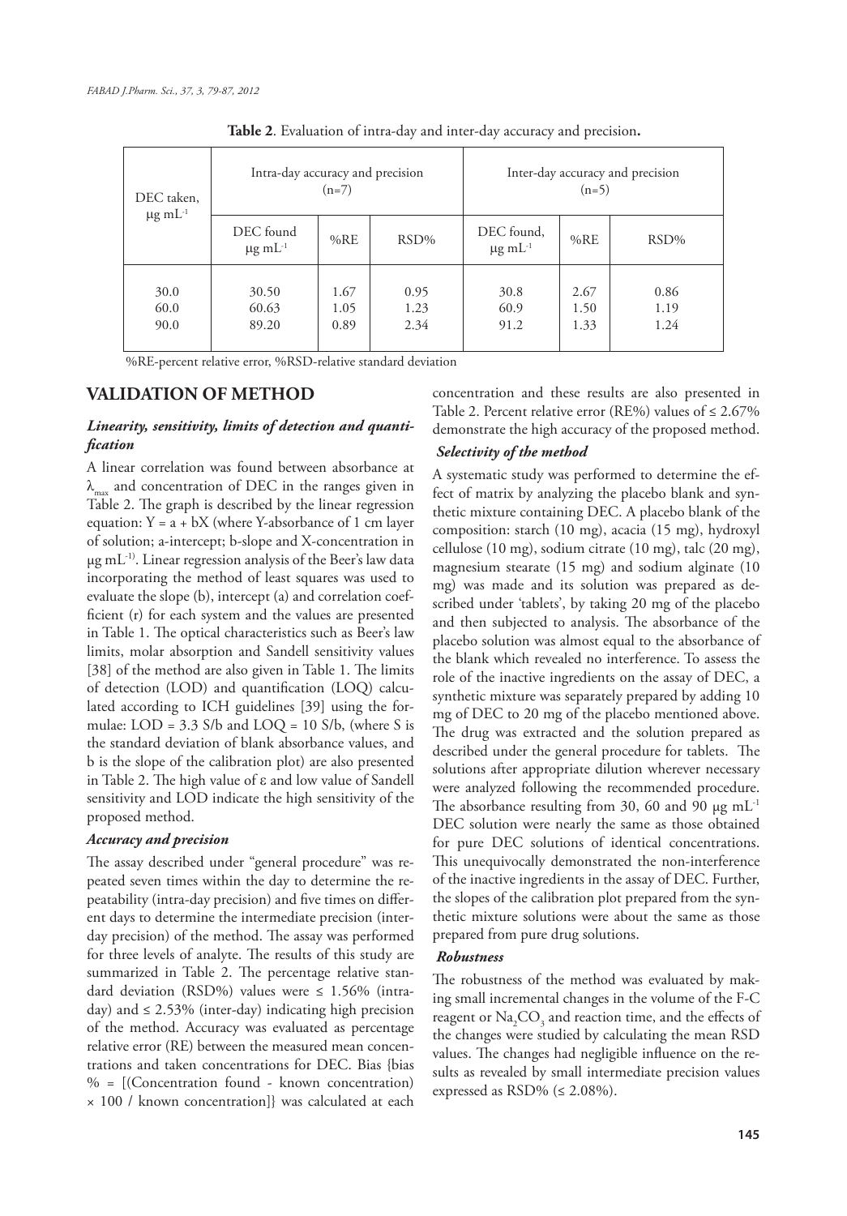**Table 2**. Evaluation of intra-day and inter-day accuracy and precision**.**

| DEC taken, μg $mL^{-1}$ | Intra-day accuracy and precision (n=7) | | | Inter-day accuracy and precision (n=5) | | |
|---|---|---|---|---|---|---|
| | DEC found μg $mL^{-1}$ | %RE | RSD% | DEC found, μg $mL^{-1}$ | %RE | RSD% |
| 30.0 | 30.50 | 1.67 | 0.95 | 30.8 | 2.67 | 0.86 |
| 60.0 | 60.63 | 1.05 | 1.23 | 60.9 | 1.50 | 1.19 |
| 90.0 | 89.20 | 0.89 | 2.34 | 91.2 | 1.33 | 1.24 |

%RE-percent relative error, %RSD-relative standard deviation

## VALIDATION OF METHOD

### *Linearity, sensitivity, limits of detection and quantification*

A linear correlation was found between absorbance at $\lambda_{max}$ and concentration of DEC in the ranges given in Table 2. The graph is described by the linear regression equation: Y = a + bX (where Y-absorbance of 1 cm layer of solution; a-intercept; b-slope and X-concentration in μg $mL^{-1}$). Linear regression analysis of the Beer's law data incorporating the method of least squares was used to evaluate the slope (b), intercept (a) and correlation coefficient (r) for each system and the values are presented in Table 1. The optical characteristics such as Beer's law limits, molar absorption and Sandell sensitivity values [38] of the method are also given in Table 1. The limits of detection (LOD) and quantification (LOQ) calculated according to ICH guidelines [39] using the formulae: LOD = 3.3 S/b and LOQ = 10 S/b, (where S is the standard deviation of blank absorbance values, and b is the slope of the calibration plot) are also presented in Table 2. The high value of ε and low value of Sandell sensitivity and LOD indicate the high sensitivity of the proposed method.

### *Accuracy and precision*

The assay described under "general procedure" was repeated seven times within the day to determine the repeatability (intra-day precision) and five times on different days to determine the intermediate precision (inter-day precision) of the method. The assay was performed for three levels of analyte. The results of this study are summarized in Table 2. The percentage relative standard deviation (RSD%) values were ≤ 1.56% (intra-day) and ≤ 2.53% (inter-day) indicating high precision of the method. Accuracy was evaluated as percentage relative error (RE) between the measured mean concentrations and taken concentrations for DEC. Bias {bias % = [(Concentration found - known concentration) × 100 / known concentration]} was calculated at each concentration and these results are also presented in Table 2. Percent relative error (RE%) values of ≤ 2.67% demonstrate the high accuracy of the proposed method.

### *Selectivity of the method*

A systematic study was performed to determine the effect of matrix by analyzing the placebo blank and synthetic mixture containing DEC. A placebo blank of the composition: starch (10 mg), acacia (15 mg), hydroxyl cellulose (10 mg), sodium citrate (10 mg), talc (20 mg), magnesium stearate (15 mg) and sodium alginate (10 mg) was made and its solution was prepared as described under 'tablets', by taking 20 mg of the placebo and then subjected to analysis. The absorbance of the placebo solution was almost equal to the absorbance of the blank which revealed no interference. To assess the role of the inactive ingredients on the assay of DEC, a synthetic mixture was separately prepared by adding 10 mg of DEC to 20 mg of the placebo mentioned above. The drug was extracted and the solution prepared as described under the general procedure for tablets. The solutions after appropriate dilution wherever necessary were analyzed following the recommended procedure. The absorbance resulting from 30, 60 and 90 μg $mL^{-1}$ DEC solution were nearly the same as those obtained for pure DEC solutions of identical concentrations. This unequivocally demonstrated the non-interference of the inactive ingredients in the assay of DEC. Further, the slopes of the calibration plot prepared from the synthetic mixture solutions were about the same as those prepared from pure drug solutions.

### *Robustness*

The robustness of the method was evaluated by making small incremental changes in the volume of the F-C reagent or $Na_2CO_3$ and reaction time, and the effects of the changes were studied by calculating the mean RSD values. The changes had negligible influence on the results as revealed by small intermediate precision values expressed as RSD% (≤ 2.08%).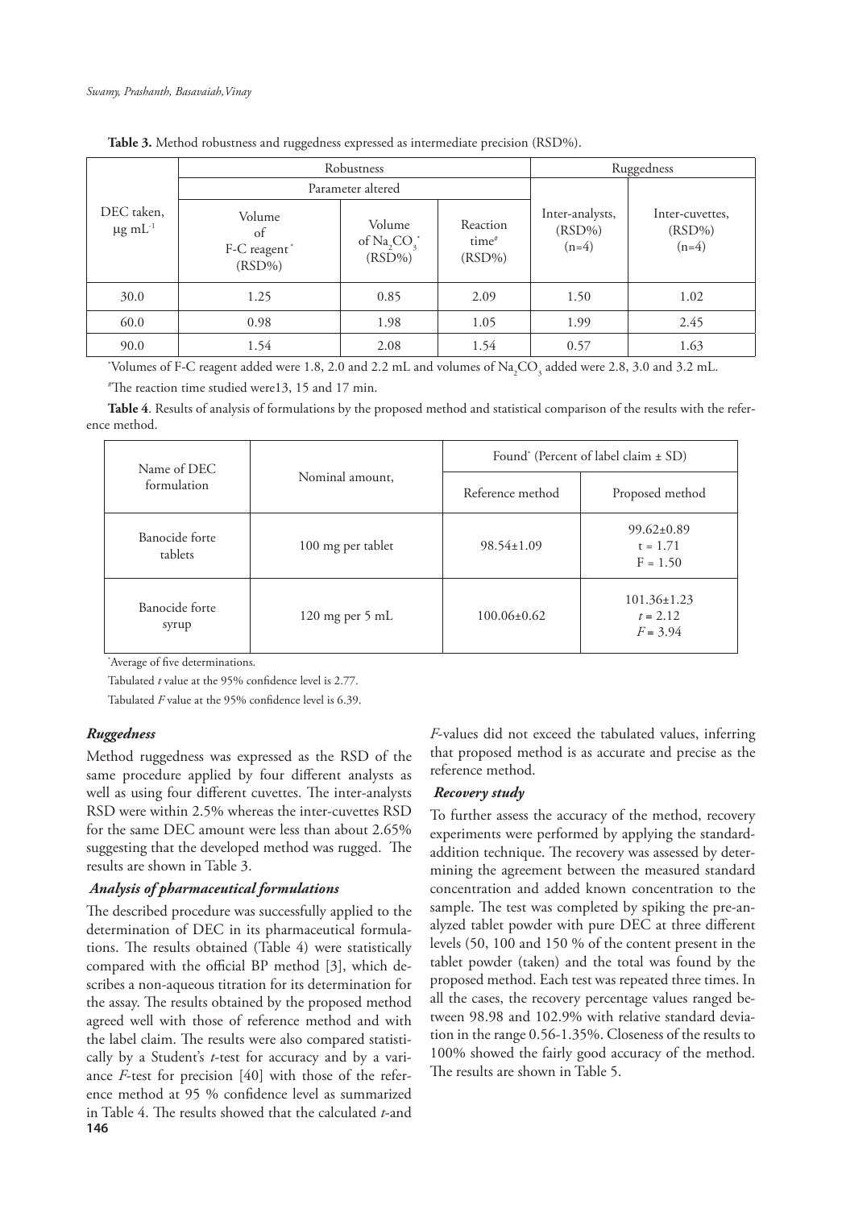**Table 3.** Method robustness and ruggedness expressed as intermediate precision (RSD%).

| DEC taken, μg $mL^{-1}$ | Robustness | | | Ruggedness | |
|---|---|---|---|---|---|
| | Parameter altered | | | | |
| | Volume of F-C reagent* (RSD%) | Volume of $Na_2CO_3$* (RSD%) | Reaction time# (RSD%) | Inter-analysts, (RSD%) (n=4) | Inter-cuvettes, (RSD%) (n=4) |
| 30.0 | 1.25 | 0.85 | 2.09 | 1.50 | 1.02 |
| 60.0 | 0.98 | 1.98 | 1.05 | 1.99 | 2.45 |
| 90.0 | 1.54 | 2.08 | 1.54 | 0.57 | 1.63 |

*Volumes of F-C reagent added were 1.8, 2.0 and 2.2 mL and volumes of $Na_2CO_3$ added were 2.8, 3.0 and 3.2 mL.

#The reaction time studied were13, 15 and 17 min.

**Table 4**. Results of analysis of formulations by the proposed method and statistical comparison of the results with the reference method.

| Name of DEC formulation | Nominal amount, | Found* (Percent of label claim ± SD) | |
|---|---|---|---|
| | | Reference method | Proposed method |
| Banocide forte tablets | 100 mg per tablet | 98.54±1.09 | 99.62±0.89<br>t = 1.71<br>F = 1.50 |
| Banocide forte syrup | 120 mg per 5 mL | 100.06±0.62 | 101.36±1.23<br>*t* = 2.12<br>*F* = 3.94 |

*Average of five determinations.

Tabulated *t* value at the 95% confidence level is 2.77.

Tabulated *F* value at the 95% confidence level is 6.39.

### *Ruggedness*

Method ruggedness was expressed as the RSD of the same procedure applied by four different analysts as well as using four different cuvettes. The inter-analysts RSD were within 2.5% whereas the inter-cuvettes RSD for the same DEC amount were less than about 2.65% suggesting that the developed method was rugged. The results are shown in Table 3.

### *Analysis of pharmaceutical formulations*

The described procedure was successfully applied to the determination of DEC in its pharmaceutical formulations. The results obtained (Table 4) were statistically compared with the official BP method [3], which describes a non-aqueous titration for its determination for the assay. The results obtained by the proposed method agreed well with those of reference method and with the label claim. The results were also compared statistically by a Student's *t*-test for accuracy and by a variance *F*-test for precision [40] with those of the reference method at 95 % confidence level as summarized in Table 4. The results showed that the calculated *t*-and *F*-values did not exceed the tabulated values, inferring that proposed method is as accurate and precise as the reference method.

### *Recovery study*

To further assess the accuracy of the method, recovery experiments were performed by applying the standard-addition technique. The recovery was assessed by determining the agreement between the measured standard concentration and added known concentration to the sample. The test was completed by spiking the pre-analyzed tablet powder with pure DEC at three different levels (50, 100 and 150 % of the content present in the tablet powder (taken) and the total was found by the proposed method. Each test was repeated three times. In all the cases, the recovery percentage values ranged between 98.98 and 102.9% with relative standard deviation in the range 0.56-1.35%. Closeness of the results to 100% showed the fairly good accuracy of the method. The results are shown in Table 5.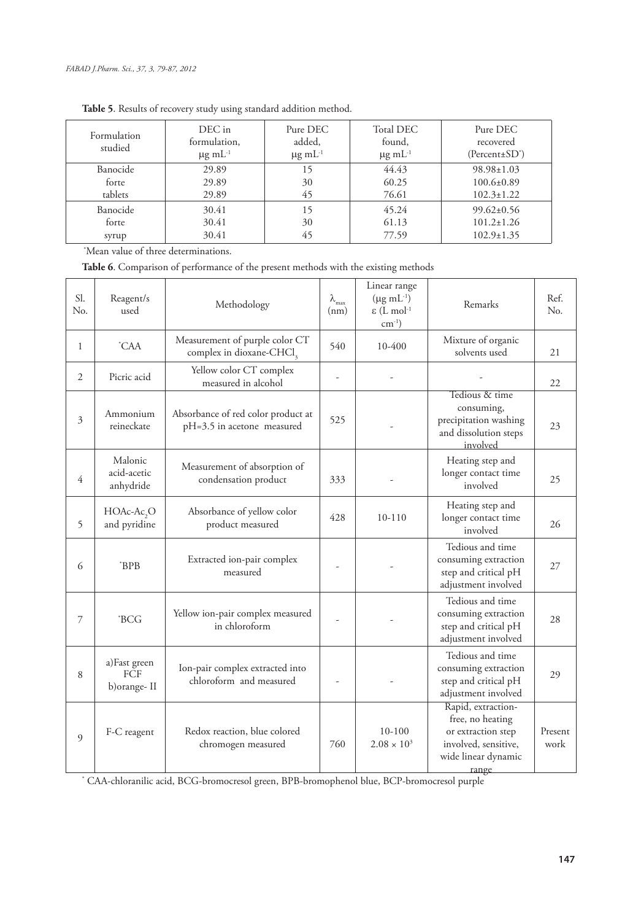**Table 5**. Results of recovery study using standard addition method.

| Formulation studied | DEC in formulation, μg $mL^{-1}$ | Pure DEC added, μg $mL^{-1}$ | Total DEC found, μg $mL^{-1}$ | Pure DEC recovered (Percent±SD*) |
|---|---|---|---|---|
| Banocide | 29.89 | 15 | 44.43 | 98.98±1.03 |
| forte | 29.89 | 30 | 60.25 | 100.6±0.89 |
| tablets | 29.89 | 45 | 76.61 | 102.3±1.22 |
| Banocide | 30.41 | 15 | 45.24 | 99.62±0.56 |
| forte | 30.41 | 30 | 61.13 | 101.2±1.26 |
| syrup | 30.41 | 45 | 77.59 | 102.9±1.35 |

*Mean value of three determinations.

**Table 6**. Comparison of performance of the present methods with the existing methods

| Sl. No. | Reagent/s used | Methodology | $\lambda_{max}$ (nm) | Linear range (μg $mL^{-1}$) ε (L $mol^{-1}$ $cm^{-1}$) | Remarks | Ref. No. |
|---|---|---|---|---|---|---|
| 1 | *CAA | Measurement of purple color CT complex in dioxane-$CHCl_3$ | 540 | 10-400 | Mixture of organic solvents used | 21 |
| 2 | Picric acid | Yellow color CT complex measured in alcohol | - | - | - | 22 |
| 3 | Ammonium reineckate | Absorbance of red color product at pH=3.5 in acetone measured | 525 | - | Tedious & time consuming, precipitation washing and dissolution steps involved | 23 |
| 4 | Malonic acid-acetic anhydride | Measurement of absorption of condensation product | 333 | - | Heating step and longer contact time involved | 25 |
| 5 | HOAc-$Ac_2O$ and pyridine | Absorbance of yellow color product measured | 428 | 10-110 | Heating step and longer contact time involved | 26 |
| 6 | *BPB | Extracted ion-pair complex measured | - | - | Tedious and time consuming extraction step and critical pH adjustment involved | 27 |
| 7 | *BCG | Yellow ion-pair complex measured in chloroform | - | - | Tedious and time consuming extraction step and critical pH adjustment involved | 28 |
| 8 | a)Fast green FCF b)orange- II | Ion-pair complex extracted into chloroform and measured | - | - | Tedious and time consuming extraction step and critical pH adjustment involved | 29 |
| 9 | F-C reagent | Redox reaction, blue colored chromogen measured | 760 | 10-100 $2.08 \times 10^3$ | Rapid, extraction-free, no heating or extraction step involved, sensitive, wide linear dynamic range | Present work |

* CAA-chloranilic acid, BCG-bromocresol green, BPB-bromophenol blue, BCP-bromocresol purple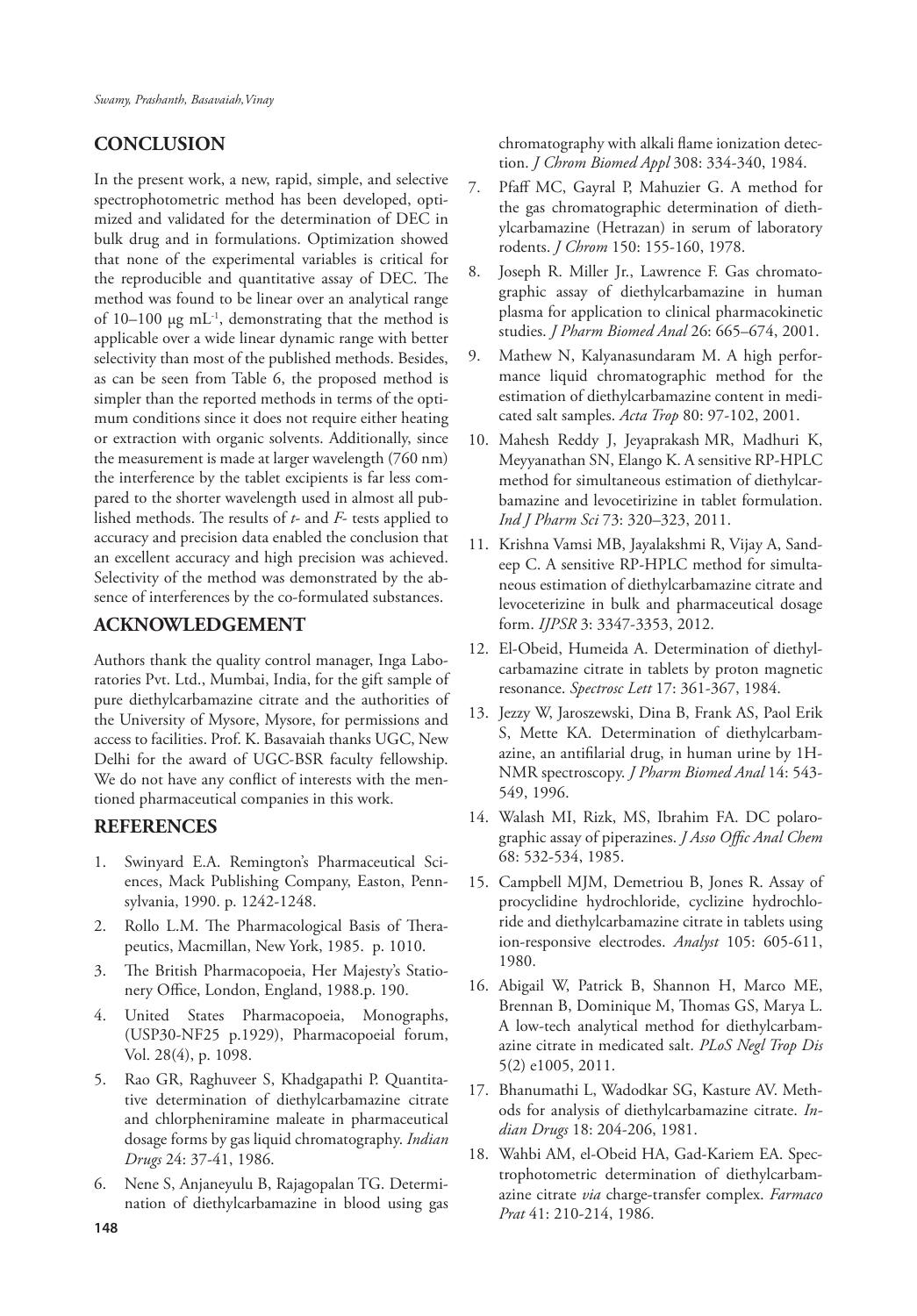## CONCLUSION

In the present work, a new, rapid, simple, and selective spectrophotometric method has been developed, optimized and validated for the determination of DEC in bulk drug and in formulations. Optimization showed that none of the experimental variables is critical for the reproducible and quantitative assay of DEC. The method was found to be linear over an analytical range of 10–100 μg $mL^{-1}$, demonstrating that the method is applicable over a wide linear dynamic range with better selectivity than most of the published methods. Besides, as can be seen from Table 6, the proposed method is simpler than the reported methods in terms of the optimum conditions since it does not require either heating or extraction with organic solvents. Additionally, since the measurement is made at larger wavelength (760 nm) the interference by the tablet excipients is far less compared to the shorter wavelength used in almost all published methods. The results of *t*- and *F*- tests applied to accuracy and precision data enabled the conclusion that an excellent accuracy and high precision was achieved. Selectivity of the method was demonstrated by the absence of interferences by the co-formulated substances.

## ACKNOWLEDGEMENT

Authors thank the quality control manager, Inga Laboratories Pvt. Ltd., Mumbai, India, for the gift sample of pure diethylcarbamazine citrate and the authorities of the University of Mysore, Mysore, for permissions and access to facilities. Prof. K. Basavaiah thanks UGC, New Delhi for the award of UGC-BSR faculty fellowship. We do not have any conflict of interests with the mentioned pharmaceutical companies in this work.

## REFERENCES

1. Swinyard E.A. Remington's Pharmaceutical Sciences, Mack Publishing Company, Easton, Pennsylvania, 1990. p. 1242-1248.
2. Rollo L.M. The Pharmacological Basis of Therapeutics, Macmillan, New York, 1985. p. 1010.
3. The British Pharmacopoeia, Her Majesty's Stationery Office, London, England, 1988.p. 190.
4. United States Pharmacopoeia, Monographs, (USP30-NF25 p.1929), Pharmacopoeial forum, Vol. 28(4), p. 1098.
5. Rao GR, Raghuveer S, Khadgapathi P. Quantitative determination of diethylcarbamazine citrate and chlorpheniramine maleate in pharmaceutical dosage forms by gas liquid chromatography. *Indian Drugs* 24: 37-41, 1986.
6. Nene S, Anjaneyulu B, Rajagopalan TG. Determination of diethylcarbamazine in blood using gas chromatography with alkali flame ionization detection. *J Chrom Biomed Appl* 308: 334-340, 1984.
7. Pfaff MC, Gayral P, Mahuzier G. A method for the gas chromatographic determination of diethylcarbamazine (Hetrazan) in serum of laboratory rodents. *J Chrom* 150: 155-160, 1978.
8. Joseph R. Miller Jr., Lawrence F. Gas chromatographic assay of diethylcarbamazine in human plasma for application to clinical pharmacokinetic studies. *J Pharm Biomed Anal* 26: 665–674, 2001.
9. Mathew N, Kalyanasundaram M. A high performance liquid chromatographic method for the estimation of diethylcarbamazine content in medicated salt samples. *Acta Trop* 80: 97-102, 2001.
10. Mahesh Reddy J, Jeyaprakash MR, Madhuri K, Meyyanathan SN, Elango K. A sensitive RP-HPLC method for simultaneous estimation of diethylcarbamazine and levocetirizine in tablet formulation. *Ind J Pharm Sci* 73: 320–323, 2011.
11. Krishna Vamsi MB, Jayalakshmi R, Vijay A, Sandeep C. A sensitive RP-HPLC method for simultaneous estimation of diethylcarbamazine citrate and levoceterizine in bulk and pharmaceutical dosage form. *IJPSR* 3: 3347-3353, 2012.
12. El-Obeid, Humeida A. Determination of diethylcarbamazine citrate in tablets by proton magnetic resonance. *Spectrosc Lett* 17: 361-367, 1984.
13. Jezzy W, Jaroszewski, Dina B, Frank AS, Paol Erik S, Mette KA. Determination of diethylcarbamazine, an antifilarial drug, in human urine by 1H-NMR spectroscopy. *J Pharm Biomed Anal* 14: 543-549, 1996.
14. Walash MI, Rizk, MS, Ibrahim FA. DC polarographic assay of piperazines. *J Asso Offic Anal Chem* 68: 532-534, 1985.
15. Campbell MJM, Demetriou B, Jones R. Assay of procyclidine hydrochloride, cyclizine hydrochloride and diethylcarbamazine citrate in tablets using ion-responsive electrodes. *Analyst* 105: 605-611, 1980.
16. Abigail W, Patrick B, Shannon H, Marco ME, Brennan B, Dominique M, Thomas GS, Marya L. A low-tech analytical method for diethylcarbamazine citrate in medicated salt. *PLoS Negl Trop Dis* 5(2) e1005, 2011.
17. Bhanumathi L, Wadodkar SG, Kasture AV. Methods for analysis of diethylcarbamazine citrate. *Indian Drugs* 18: 204-206, 1981.
18. Wahbi AM, el-Obeid HA, Gad-Kariem EA. Spectrophotometric determination of diethylcarbamazine citrate *via* charge-transfer complex. *Farmaco Prat* 41: 210-214, 1986.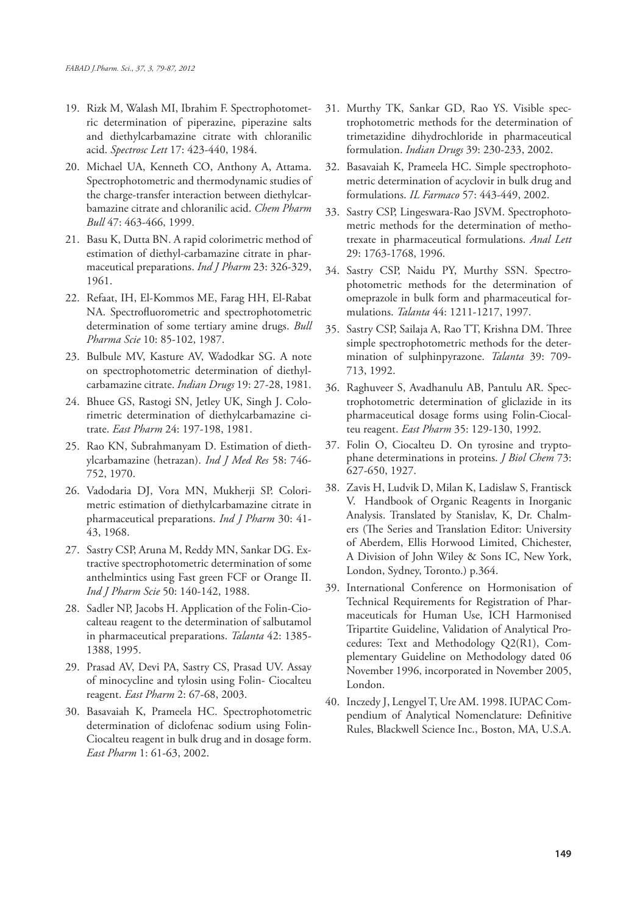19. Rizk M, Walash MI, Ibrahim F. Spectrophotometric determination of piperazine, piperazine salts and diethylcarbamazine citrate with chloranilic acid. *Spectrosc Lett* 17: 423-440, 1984.
20. Michael UA, Kenneth CO, Anthony A, Attama. Spectrophotometric and thermodynamic studies of the charge-transfer interaction between diethylcarbamazine citrate and chloranilic acid. *Chem Pharm Bull* 47: 463-466, 1999.
21. Basu K, Dutta BN. A rapid colorimetric method of estimation of diethyl-carbamazine citrate in pharmaceutical preparations. *Ind J Pharm* 23: 326-329, 1961.
22. Refaat, IH, El-Kommos ME, Farag HH, El-Rabat NA. Spectrofluorometric and spectrophotometric determination of some tertiary amine drugs. *Bull Pharma Scie* 10: 85-102, 1987.
23. Bulbule MV, Kasture AV, Wadodkar SG. A note on spectrophotometric determination of diethylcarbamazine citrate. *Indian Drugs* 19: 27-28, 1981.
24. Bhuee GS, Rastogi SN, Jetley UK, Singh J. Colorimetric determination of diethylcarbamazine citrate. *East Pharm* 24: 197-198, 1981.
25. Rao KN, Subrahmanyam D. Estimation of diethylcarbamazine (hetrazan). *Ind J Med Res* 58: 746-752, 1970.
26. Vadodaria DJ, Vora MN, Mukherji SP. Colorimetric estimation of diethylcarbamazine citrate in pharmaceutical preparations. *Ind J Pharm* 30: 41-43, 1968.
27. Sastry CSP, Aruna M, Reddy MN, Sankar DG. Extractive spectrophotometric determination of some anthelmintics using Fast green FCF or Orange II. *Ind J Pharm Scie* 50: 140-142, 1988.
28. Sadler NP, Jacobs H. Application of the Folin-Ciocalteau reagent to the determination of salbutamol in pharmaceutical preparations. *Talanta* 42: 1385-1388, 1995.
29. Prasad AV, Devi PA, Sastry CS, Prasad UV. Assay of minocycline and tylosin using Folin- Ciocalteu reagent. *East Pharm* 2: 67-68, 2003.
30. Basavaiah K, Prameela HC. Spectrophotometric determination of diclofenac sodium using Folin-Ciocalteu reagent in bulk drug and in dosage form. *East Pharm* 1: 61-63, 2002.
31. Murthy TK, Sankar GD, Rao YS. Visible spectrophotometric methods for the determination of trimetazidine dihydrochloride in pharmaceutical formulation. *Indian Drugs* 39: 230-233, 2002.
32. Basavaiah K, Prameela HC. Simple spectrophotometric determination of acyclovir in bulk drug and formulations. *IL Farmaco* 57: 443-449, 2002.
33. Sastry CSP, Lingeswara-Rao JSVM. Spectrophotometric methods for the determination of methotrexate in pharmaceutical formulations. *Anal Lett* 29: 1763-1768, 1996.
34. Sastry CSP, Naidu PY, Murthy SSN. Spectrophotometric methods for the determination of omeprazole in bulk form and pharmaceutical formulations. *Talanta* 44: 1211-1217, 1997.
35. Sastry CSP, Sailaja A, Rao TT, Krishna DM. Three simple spectrophotometric methods for the determination of sulphinpyrazone. *Talanta* 39: 709-713, 1992.
36. Raghuveer S, Avadhanulu AB, Pantulu AR. Spectrophotometric determination of gliclazide in its pharmaceutical dosage forms using Folin-Ciocalteu reagent. *East Pharm* 35: 129-130, 1992.
37. Folin O, Ciocalteu D. On tyrosine and tryptophane determinations in proteins. *J Biol Chem* 73: 627-650, 1927.
38. Zavis H, Ludvik D, Milan K, Ladislaw S, Frantisck V. Handbook of Organic Reagents in Inorganic Analysis. Translated by Stanislav, K, Dr. Chalmers (The Series and Translation Editor: University of Aberdem, Ellis Horwood Limited, Chichester, A Division of John Wiley & Sons IC, New York, London, Sydney, Toronto.) p.364.
39. International Conference on Hormonisation of Technical Requirements for Registration of Pharmaceuticals for Human Use, ICH Harmonised Tripartite Guideline, Validation of Analytical Procedures: Text and Methodology Q2(R1), Complementary Guideline on Methodology dated 06 November 1996, incorporated in November 2005, London.
40. Inczedy J, Lengyel T, Ure AM. 1998. IUPAC Compendium of Analytical Nomenclature: Definitive Rules, Blackwell Science Inc., Boston, MA, U.S.A.